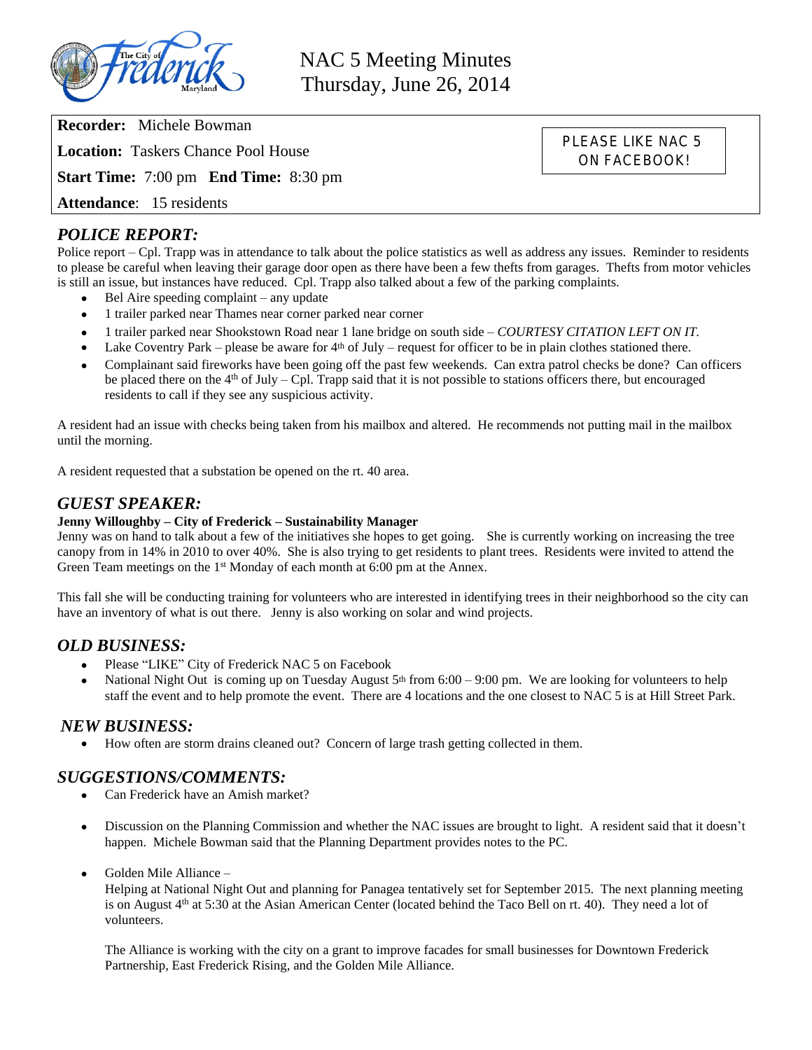# NAC 5 Meeting Minutes
Thursday, June 26, 2014

**Recorder:** Michele Bowman

**Location:** Taskers Chance Pool House

**Start Time:** 7:00 pm **End Time:** 8:30 pm

**Attendance**: 15 residents

PLEASE LIKE NAC 5 ON FACEBOOK!

## *POLICE REPORT:*

Police report – Cpl. Trapp was in attendance to talk about the police statistics as well as address any issues. Reminder to residents to please be careful when leaving their garage door open as there have been a few thefts from garages. Thefts from motor vehicles is still an issue, but instances have reduced. Cpl. Trapp also talked about a few of the parking complaints.

- Bel Aire speeding complaint – any update
- 1 trailer parked near Thames near corner parked near corner
- 1 trailer parked near Shookstown Road near 1 lane bridge on south side – *COURTESY CITATION LEFT ON IT.*
- Lake Coventry Park – please be aware for 4th of July – request for officer to be in plain clothes stationed there.
- Complainant said fireworks have been going off the past few weekends. Can extra patrol checks be done? Can officers be placed there on the 4th of July – Cpl. Trapp said that it is not possible to stations officers there, but encouraged residents to call if they see any suspicious activity.

A resident had an issue with checks being taken from his mailbox and altered. He recommends not putting mail in the mailbox until the morning.

A resident requested that a substation be opened on the rt. 40 area.

## *GUEST SPEAKER:*

**Jenny Willoughby – City of Frederick – Sustainability Manager**

Jenny was on hand to talk about a few of the initiatives she hopes to get going. She is currently working on increasing the tree canopy from in 14% in 2010 to over 40%. She is also trying to get residents to plant trees. Residents were invited to attend the Green Team meetings on the 1st Monday of each month at 6:00 pm at the Annex.

This fall she will be conducting training for volunteers who are interested in identifying trees in their neighborhood so the city can have an inventory of what is out there. Jenny is also working on solar and wind projects.

## *OLD BUSINESS:*

- Please "LIKE" City of Frederick NAC 5 on Facebook
- National Night Out is coming up on Tuesday August 5th from 6:00 – 9:00 pm. We are looking for volunteers to help staff the event and to help promote the event. There are 4 locations and the one closest to NAC 5 is at Hill Street Park.

## *NEW BUSINESS:*

- How often are storm drains cleaned out? Concern of large trash getting collected in them.

## *SUGGESTIONS/COMMENTS:*

- Can Frederick have an Amish market?
- Discussion on the Planning Commission and whether the NAC issues are brought to light. A resident said that it doesn't happen. Michele Bowman said that the Planning Department provides notes to the PC.
- Golden Mile Alliance –

  Helping at National Night Out and planning for Panagea tentatively set for September 2015. The next planning meeting is on August 4th at 5:30 at the Asian American Center (located behind the Taco Bell on rt. 40). They need a lot of volunteers.

  The Alliance is working with the city on a grant to improve facades for small businesses for Downtown Frederick Partnership, East Frederick Rising, and the Golden Mile Alliance.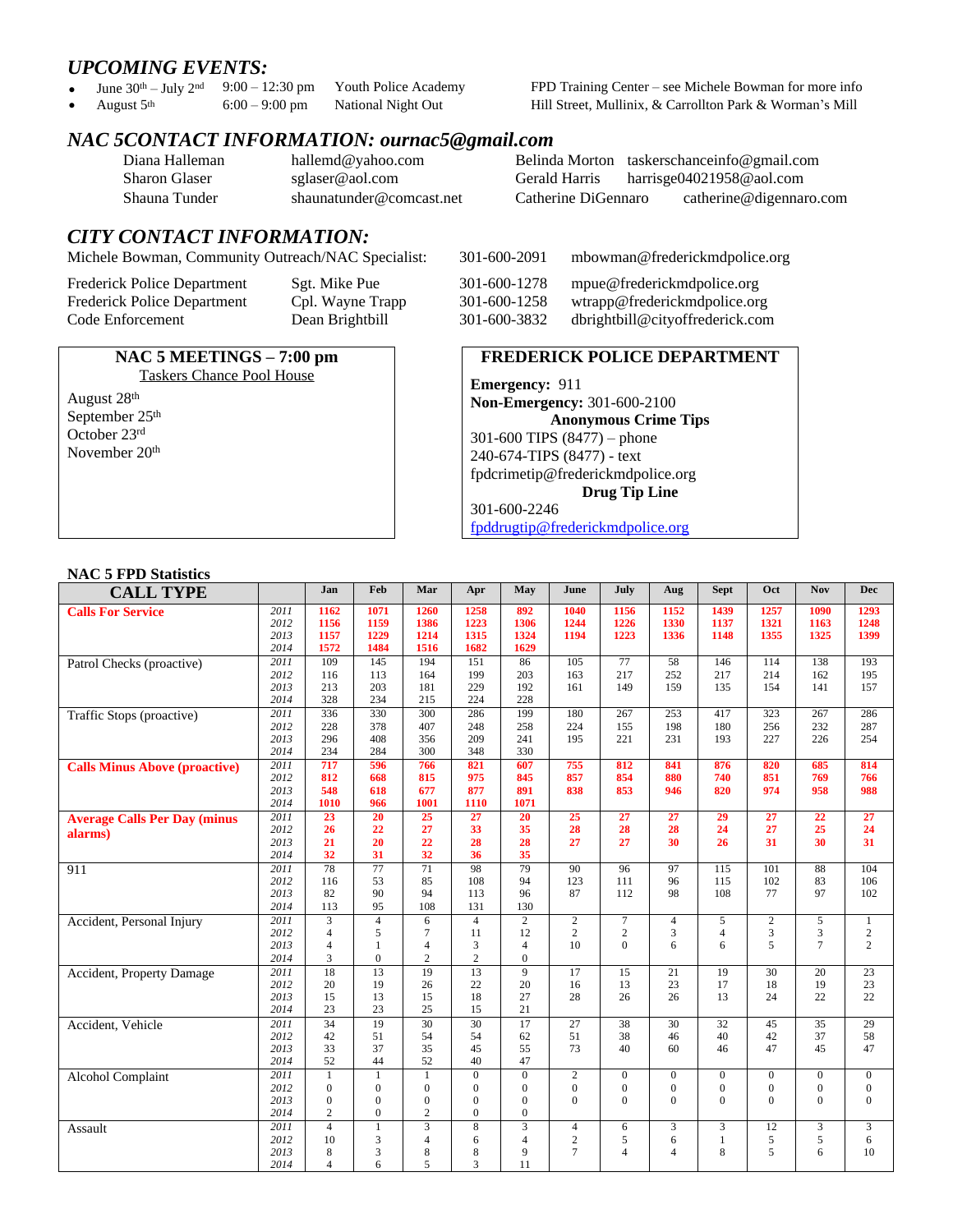## *UPCOMING EVENTS:*

- June 30th – July 2nd 9:00 – 12:30 pm Youth Police Academy FPD Training Center – see Michele Bowman for more info
- August 5th 6:00 – 9:00 pm National Night Out Hill Street, Mullinix, & Carrollton Park & Worman's Mill

## *NAC 5CONTACT INFORMATION: ournac5@gmail.com*

| | | | |
|---|---|---|---|
| Diana Halleman | hallemd@yahoo.com | Belinda Morton | taskerschanceinfo@gmail.com |
| Sharon Glaser | sglaser@aol.com | Gerald Harris | harrisge04021958@aol.com |
| Shauna Tunder | shaunatunder@comcast.net | Catherine DiGennaro | catherine@digennaro.com |

## *CITY CONTACT INFORMATION:*

Michele Bowman, Community Outreach/NAC Specialist: 301-600-2091 mbowman@frederickmdpolice.org

| | | | |
|---|---|---|---|
| Frederick Police Department | Sgt. Mike Pue | 301-600-1278 | mpue@frederickmdpolice.org |
| Frederick Police Department | Cpl. Wayne Trapp | 301-600-1258 | wtrapp@frederickmdpolice.org |
| Code Enforcement | Dean Brightbill | 301-600-3832 | dbrightbill@cityoffrederick.com |

### NAC 5 MEETINGS – 7:00 pm

Taskers Chance Pool House

August 28th
September 25th
October 23rd
November 20th

### FREDERICK POLICE DEPARTMENT

**Emergency:** 911
**Non-Emergency:** 301-600-2100

**Anonymous Crime Tips**

301-600 TIPS (8477) – phone
240-674-TIPS (8477) - text
fpdcrimetip@frederickmdpolice.org

**Drug Tip Line**

301-600-2246
fpddrugtip@frederickmdpolice.org

### NAC 5 FPD Statistics

| CALL TYPE | | Jan | Feb | Mar | Apr | May | June | July | Aug | Sept | Oct | Nov | Dec |
|---|---|---|---|---|---|---|---|---|---|---|---|---|---|
| **Calls For Service** | 2011 | 1162 | 1071 | 1260 | 1258 | 892 | 1040 | 1156 | 1152 | 1439 | 1257 | 1090 | 1293 |
| | 2012 | 1156 | 1159 | 1386 | 1223 | 1306 | 1244 | 1226 | 1330 | 1137 | 1321 | 1163 | 1248 |
| | 2013 | 1157 | 1229 | 1214 | 1315 | 1324 | 1194 | 1223 | 1336 | 1148 | 1355 | 1325 | 1399 |
| | 2014 | 1572 | 1484 | 1516 | 1682 | 1629 | | | | | | | |
| Patrol Checks (proactive) | 2011 | 109 | 145 | 194 | 151 | 86 | 105 | 77 | 58 | 146 | 114 | 138 | 193 |
| | 2012 | 116 | 113 | 164 | 199 | 203 | 163 | 217 | 252 | 217 | 214 | 162 | 195 |
| | 2013 | 213 | 203 | 181 | 229 | 192 | 161 | 149 | 159 | 135 | 154 | 141 | 157 |
| | 2014 | 328 | 234 | 215 | 224 | 228 | | | | | | | |
| Traffic Stops (proactive) | 2011 | 336 | 330 | 300 | 286 | 199 | 180 | 267 | 253 | 417 | 323 | 267 | 286 |
| | 2012 | 228 | 378 | 407 | 248 | 258 | 224 | 155 | 198 | 180 | 256 | 232 | 287 |
| | 2013 | 296 | 408 | 356 | 209 | 241 | 195 | 221 | 231 | 193 | 227 | 226 | 254 |
| | 2014 | 234 | 284 | 300 | 348 | 330 | | | | | | | |
| **Calls Minus Above (proactive)** | 2011 | 717 | 596 | 766 | 821 | 607 | 755 | 812 | 841 | 876 | 820 | 685 | 814 |
| | 2012 | 812 | 668 | 815 | 975 | 845 | 857 | 854 | 880 | 740 | 851 | 769 | 766 |
| | 2013 | 548 | 618 | 677 | 877 | 891 | 838 | 853 | 946 | 820 | 974 | 958 | 988 |
| | 2014 | 1010 | 966 | 1001 | 1110 | 1071 | | | | | | | |
| **Average Calls Per Day (minus alarms)** | 2011 | 23 | 20 | 25 | 27 | 20 | 25 | 27 | 27 | 29 | 27 | 22 | 27 |
| | 2012 | 26 | 22 | 27 | 33 | 35 | 28 | 28 | 28 | 24 | 27 | 25 | 24 |
| | 2013 | 21 | 20 | 22 | 28 | 28 | 27 | 27 | 30 | 26 | 31 | 30 | 31 |
| | 2014 | 32 | 31 | 32 | 36 | 35 | | | | | | | |
| 911 | 2011 | 78 | 77 | 71 | 98 | 79 | 90 | 96 | 97 | 115 | 101 | 88 | 104 |
| | 2012 | 116 | 53 | 85 | 108 | 94 | 123 | 111 | 96 | 115 | 102 | 83 | 106 |
| | 2013 | 82 | 90 | 94 | 113 | 96 | 87 | 112 | 98 | 108 | 77 | 97 | 102 |
| | 2014 | 113 | 95 | 108 | 131 | 130 | | | | | | | |
| Accident, Personal Injury | 2011 | 3 | 4 | 6 | 4 | 2 | 2 | 7 | 4 | 5 | 2 | 5 | 1 |
| | 2012 | 4 | 5 | 7 | 11 | 12 | 2 | 2 | 3 | 4 | 3 | 3 | 2 |
| | 2013 | 4 | 1 | 4 | 3 | 4 | 10 | 0 | 6 | 6 | 5 | 7 | 2 |
| | 2014 | 3 | 0 | 2 | 2 | 0 | | | | | | | |
| Accident, Property Damage | 2011 | 18 | 13 | 19 | 13 | 9 | 17 | 15 | 21 | 19 | 30 | 20 | 23 |
| | 2012 | 20 | 19 | 26 | 22 | 20 | 16 | 13 | 23 | 17 | 18 | 19 | 23 |
| | 2013 | 15 | 13 | 15 | 18 | 27 | 28 | 26 | 26 | 13 | 24 | 22 | 22 |
| | 2014 | 23 | 23 | 25 | 15 | 21 | | | | | | | |
| Accident, Vehicle | 2011 | 34 | 19 | 30 | 30 | 17 | 27 | 38 | 30 | 32 | 45 | 35 | 29 |
| | 2012 | 42 | 51 | 54 | 54 | 62 | 51 | 38 | 46 | 40 | 42 | 37 | 58 |
| | 2013 | 33 | 37 | 35 | 45 | 55 | 73 | 40 | 60 | 46 | 47 | 45 | 47 |
| | 2014 | 52 | 44 | 52 | 40 | 47 | | | | | | | |
| Alcohol Complaint | 2011 | 1 | 1 | 1 | 0 | 0 | 2 | 0 | 0 | 0 | 0 | 0 | 0 |
| | 2012 | 0 | 0 | 0 | 0 | 0 | 0 | 0 | 0 | 0 | 0 | 0 | 0 |
| | 2013 | 0 | 0 | 0 | 0 | 0 | 0 | 0 | 0 | 0 | 0 | 0 | 0 |
| | 2014 | 2 | 0 | 2 | 0 | 0 | | | | | | | |
| Assault | 2011 | 4 | 1 | 3 | 8 | 3 | 4 | 6 | 3 | 3 | 12 | 3 | 3 |
| | 2012 | 10 | 3 | 4 | 6 | 4 | 2 | 5 | 6 | 1 | 5 | 5 | 6 |
| | 2013 | 8 | 3 | 8 | 8 | 9 | 7 | 4 | 4 | 8 | 5 | 6 | 10 |
| | 2014 | 4 | 6 | 5 | 3 | 11 | | | | | | | |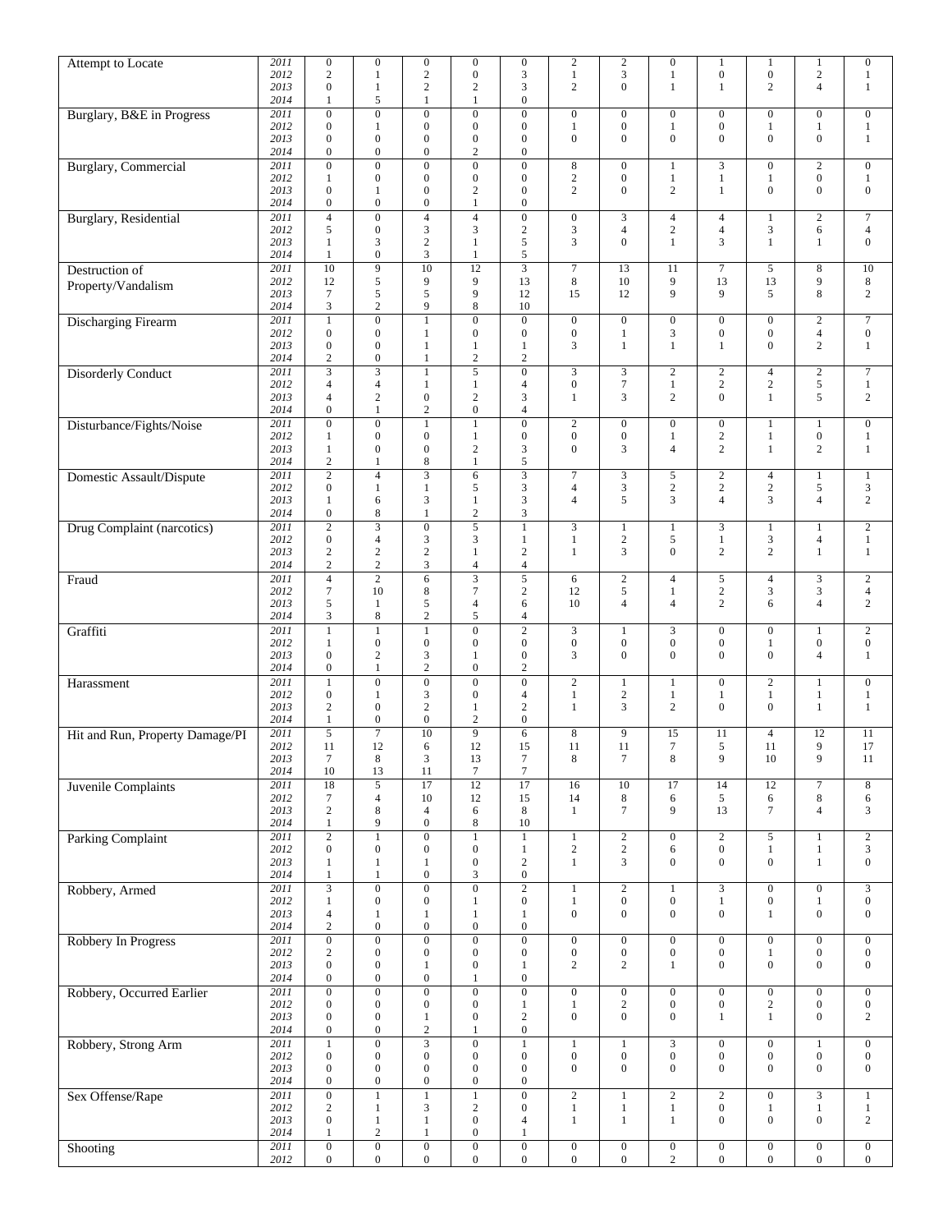| | | | | | | | | | | | | | |
|---|---|---|---|---|---|---|---|---|---|---|---|---|---|
| Attempt to Locate | 2011 | 0 | 0 | 0 | 0 | 0 | 2 | 2 | 0 | 1 | 1 | 1 | 0 |
| | 2012 | 2 | 1 | 2 | 0 | 3 | 1 | 3 | 1 | 0 | 0 | 2 | 1 |
| | 2013 | 0 | 1 | 2 | 2 | 3 | 2 | 0 | 1 | 1 | 2 | 4 | 1 |
| | 2014 | 1 | 5 | 1 | 1 | 0 | | | | | | | |
| Burglary, B&E in Progress | 2011 | 0 | 0 | 0 | 0 | 0 | 0 | 0 | 0 | 0 | 0 | 0 | 0 |
| | 2012 | 0 | 1 | 0 | 0 | 0 | 1 | 0 | 1 | 0 | 1 | 1 | 1 |
| | 2013 | 0 | 0 | 0 | 0 | 0 | 0 | 0 | 0 | 0 | 0 | 0 | 1 |
| | 2014 | 0 | 0 | 0 | 2 | 0 | | | | | | | |
| Burglary, Commercial | 2011 | 0 | 0 | 0 | 0 | 0 | 8 | 0 | 1 | 3 | 0 | 2 | 0 |
| | 2012 | 1 | 0 | 0 | 0 | 0 | 2 | 0 | 1 | 1 | 1 | 0 | 1 |
| | 2013 | 0 | 1 | 0 | 2 | 0 | 2 | 0 | 2 | 1 | 0 | 0 | 0 |
| | 2014 | 0 | 0 | 0 | 1 | 0 | | | | | | | |
| Burglary, Residential | 2011 | 4 | 0 | 4 | 4 | 0 | 0 | 3 | 4 | 4 | 1 | 2 | 7 |
| | 2012 | 5 | 0 | 3 | 3 | 2 | 3 | 4 | 2 | 4 | 3 | 6 | 4 |
| | 2013 | 1 | 3 | 2 | 1 | 5 | 3 | 0 | 1 | 3 | 1 | 1 | 0 |
| | 2014 | 1 | 0 | 3 | 1 | 5 | | | | | | | |
| Destruction of Property/Vandalism | 2011 | 10 | 9 | 10 | 12 | 3 | 7 | 13 | 11 | 7 | 5 | 8 | 10 |
| | 2012 | 12 | 5 | 9 | 9 | 13 | 8 | 10 | 9 | 13 | 13 | 9 | 8 |
| | 2013 | 7 | 5 | 5 | 9 | 12 | 15 | 12 | 9 | 9 | 5 | 8 | 2 |
| | 2014 | 3 | 2 | 9 | 8 | 10 | | | | | | | |
| Discharging Firearm | 2011 | 1 | 0 | 1 | 0 | 0 | 0 | 0 | 0 | 0 | 0 | 2 | 7 |
| | 2012 | 0 | 0 | 1 | 0 | 0 | 0 | 1 | 3 | 0 | 0 | 4 | 0 |
| | 2013 | 0 | 0 | 1 | 1 | 1 | 3 | 1 | 1 | 1 | 0 | 2 | 1 |
| | 2014 | 2 | 0 | 1 | 2 | 2 | | | | | | | |
| Disorderly Conduct | 2011 | 3 | 3 | 1 | 5 | 0 | 3 | 3 | 2 | 2 | 4 | 2 | 7 |
| | 2012 | 4 | 4 | 1 | 1 | 4 | 0 | 7 | 1 | 2 | 2 | 5 | 1 |
| | 2013 | 4 | 2 | 0 | 2 | 3 | 1 | 3 | 2 | 0 | 1 | 5 | 2 |
| | 2014 | 0 | 1 | 2 | 0 | 4 | | | | | | | |
| Disturbance/Fights/Noise | 2011 | 0 | 0 | 1 | 1 | 0 | 2 | 0 | 0 | 0 | 1 | 1 | 0 |
| | 2012 | 1 | 0 | 0 | 1 | 0 | 0 | 0 | 1 | 2 | 1 | 0 | 1 |
| | 2013 | 1 | 0 | 0 | 2 | 3 | 0 | 3 | 4 | 2 | 1 | 2 | 1 |
| | 2014 | 2 | 1 | 8 | 1 | 5 | | | | | | | |
| Domestic Assault/Dispute | 2011 | 2 | 4 | 3 | 6 | 3 | 7 | 3 | 5 | 2 | 4 | 1 | 1 |
| | 2012 | 0 | 1 | 1 | 5 | 3 | 4 | 3 | 2 | 2 | 2 | 5 | 3 |
| | 2013 | 1 | 6 | 3 | 1 | 3 | 4 | 5 | 3 | 4 | 3 | 4 | 2 |
| | 2014 | 0 | 8 | 1 | 2 | 3 | | | | | | | |
| Drug Complaint (narcotics) | 2011 | 2 | 3 | 0 | 5 | 1 | 3 | 1 | 1 | 3 | 1 | 1 | 2 |
| | 2012 | 0 | 4 | 3 | 3 | 1 | 1 | 2 | 5 | 1 | 3 | 4 | 1 |
| | 2013 | 2 | 2 | 2 | 1 | 2 | 1 | 3 | 0 | 2 | 2 | 1 | 1 |
| | 2014 | 2 | 2 | 3 | 4 | 4 | | | | | | | |
| Fraud | 2011 | 4 | 2 | 6 | 3 | 5 | 6 | 2 | 4 | 5 | 4 | 3 | 2 |
| | 2012 | 7 | 10 | 8 | 7 | 2 | 12 | 5 | 1 | 2 | 3 | 3 | 4 |
| | 2013 | 5 | 1 | 5 | 4 | 6 | 10 | 4 | 4 | 2 | 6 | 4 | 2 |
| | 2014 | 3 | 8 | 2 | 5 | 4 | | | | | | | |
| Graffiti | 2011 | 1 | 1 | 1 | 0 | 2 | 3 | 1 | 3 | 0 | 0 | 1 | 2 |
| | 2012 | 1 | 0 | 0 | 0 | 0 | 0 | 0 | 0 | 0 | 1 | 0 | 0 |
| | 2013 | 0 | 2 | 3 | 1 | 0 | 3 | 0 | 0 | 0 | 0 | 4 | 1 |
| | 2014 | 0 | 1 | 2 | 0 | 2 | | | | | | | |
| Harassment | 2011 | 1 | 0 | 0 | 0 | 0 | 2 | 1 | 1 | 0 | 2 | 1 | 0 |
| | 2012 | 0 | 1 | 3 | 0 | 4 | 1 | 2 | 1 | 1 | 1 | 1 | 1 |
| | 2013 | 2 | 0 | 2 | 1 | 2 | 1 | 3 | 2 | 0 | 0 | 1 | 1 |
| | 2014 | 1 | 0 | 0 | 2 | 0 | | | | | | | |
| Hit and Run, Property Damage/PI | 2011 | 5 | 7 | 10 | 9 | 6 | 8 | 9 | 15 | 11 | 4 | 12 | 11 |
| | 2012 | 11 | 12 | 6 | 12 | 15 | 11 | 11 | 7 | 5 | 11 | 9 | 17 |
| | 2013 | 7 | 8 | 3 | 13 | 7 | 8 | 7 | 8 | 9 | 10 | 9 | 11 |
| | 2014 | 10 | 13 | 11 | 7 | 7 | | | | | | | |
| Juvenile Complaints | 2011 | 18 | 5 | 17 | 12 | 17 | 16 | 10 | 17 | 14 | 12 | 7 | 8 |
| | 2012 | 7 | 4 | 10 | 12 | 15 | 14 | 8 | 6 | 5 | 6 | 8 | 6 |
| | 2013 | 2 | 8 | 4 | 6 | 8 | 1 | 7 | 9 | 13 | 7 | 4 | 3 |
| | 2014 | 1 | 9 | 0 | 8 | 10 | | | | | | | |
| Parking Complaint | 2011 | 2 | 1 | 0 | 1 | 1 | 1 | 2 | 0 | 2 | 5 | 1 | 2 |
| | 2012 | 0 | 0 | 0 | 0 | 1 | 2 | 2 | 6 | 0 | 1 | 1 | 3 |
| | 2013 | 1 | 1 | 1 | 0 | 2 | 1 | 3 | 0 | 0 | 0 | 1 | 0 |
| | 2014 | 1 | 1 | 0 | 3 | 0 | | | | | | | |
| Robbery, Armed | 2011 | 3 | 0 | 0 | 0 | 2 | 1 | 2 | 1 | 3 | 0 | 0 | 3 |
| | 2012 | 1 | 0 | 0 | 1 | 0 | 1 | 0 | 0 | 1 | 0 | 1 | 0 |
| | 2013 | 4 | 1 | 1 | 1 | 1 | 0 | 0 | 0 | 0 | 1 | 0 | 0 |
| | 2014 | 2 | 1 | 0 | 0 | 0 | | | | | | | |
| Robbery In Progress | 2011 | 0 | 0 | 0 | 0 | 0 | 0 | 0 | 0 | 0 | 0 | 0 | 0 |
| | 2012 | 2 | 0 | 0 | 0 | 0 | 0 | 0 | 0 | 0 | 1 | 0 | 0 |
| | 2013 | 0 | 0 | 1 | 0 | 1 | 2 | 2 | 1 | 0 | 0 | 0 | 0 |
| | 2014 | 0 | 0 | 0 | 1 | 0 | | | | | | | |
| Robbery, Occurred Earlier | 2011 | 0 | 0 | 0 | 0 | 0 | 0 | 0 | 0 | 0 | 0 | 0 | 0 |
| | 2012 | 0 | 0 | 0 | 0 | 1 | 1 | 2 | 0 | 0 | 2 | 0 | 0 |
| | 2013 | 0 | 0 | 1 | 0 | 2 | 0 | 0 | 0 | 1 | 1 | 0 | 2 |
| | 2014 | 0 | 0 | 2 | 1 | 0 | | | | | | | |
| Robbery, Strong Arm | 2011 | 1 | 0 | 3 | 0 | 1 | 1 | 1 | 3 | 0 | 0 | 1 | 0 |
| | 2012 | 0 | 0 | 0 | 0 | 0 | 0 | 0 | 0 | 0 | 0 | 0 | 0 |
| | 2013 | 0 | 0 | 0 | 0 | 0 | 0 | 0 | 0 | 0 | 0 | 0 | 0 |
| | 2014 | 0 | 0 | 0 | 0 | 0 | | | | | | | |
| Sex Offense/Rape | 2011 | 0 | 1 | 1 | 1 | 0 | 2 | 1 | 2 | 2 | 0 | 3 | 1 |
| | 2012 | 2 | 1 | 3 | 2 | 0 | 1 | 1 | 1 | 0 | 1 | 1 | 1 |
| | 2013 | 0 | 1 | 1 | 0 | 4 | 1 | 1 | 1 | 0 | 0 | 0 | 2 |
| | 2014 | 1 | 2 | 1 | 0 | 1 | | | | | | | |
| Shooting | 2011 | 0 | 0 | 0 | 0 | 0 | 0 | 0 | 0 | 0 | 0 | 0 | 0 |
| | 2012 | 0 | 0 | 0 | 0 | 0 | 0 | 0 | 2 | 0 | 0 | 0 | 0 |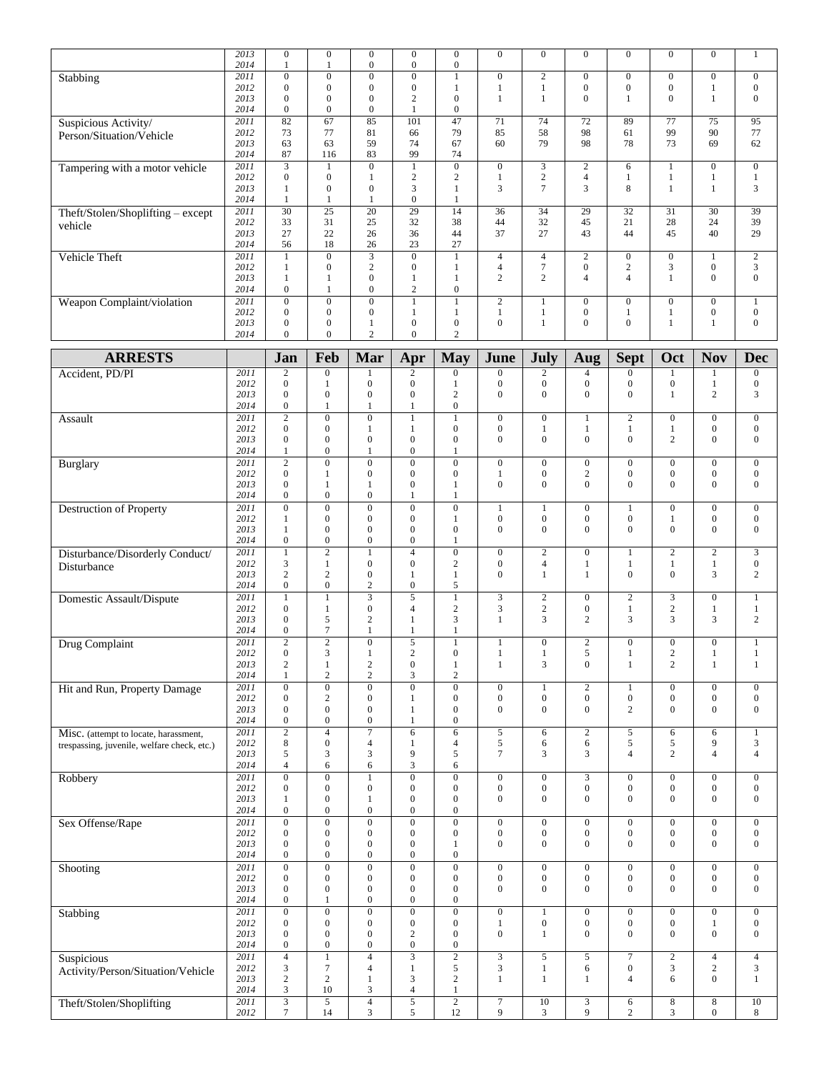| | | | | | | | | | | | | | |
|---|---|---|---|---|---|---|---|---|---|---|---|---|---|
| | 2013 | 0 | 0 | 0 | 0 | 0 | 0 | 0 | 0 | 0 | 0 | 0 | 1 |
| | 2014 | 1 | 1 | 0 | 0 | 0 | | | | | | | |
| Stabbing | 2011 | 0 | 0 | 0 | 0 | 1 | 0 | 2 | 0 | 0 | 0 | 0 | 0 |
| | 2012 | 0 | 0 | 0 | 0 | 1 | 1 | 1 | 0 | 0 | 0 | 1 | 0 |
| | 2013 | 0 | 0 | 0 | 2 | 0 | 1 | 1 | 0 | 1 | 0 | 1 | 0 |
| | 2014 | 0 | 0 | 0 | 1 | 0 | | | | | | | |
| Suspicious Activity/ Person/Situation/Vehicle | 2011 | 82 | 67 | 85 | 101 | 47 | 71 | 74 | 72 | 89 | 77 | 75 | 95 |
| | 2012 | 73 | 77 | 81 | 66 | 79 | 85 | 58 | 98 | 61 | 99 | 90 | 77 |
| | 2013 | 63 | 63 | 59 | 74 | 67 | 60 | 79 | 98 | 78 | 73 | 69 | 62 |
| | 2014 | 87 | 116 | 83 | 99 | 74 | | | | | | | |
| Tampering with a motor vehicle | 2011 | 3 | 1 | 0 | 1 | 0 | 0 | 3 | 2 | 6 | 1 | 0 | 0 |
| | 2012 | 0 | 0 | 1 | 2 | 2 | 1 | 2 | 4 | 1 | 1 | 1 | 1 |
| | 2013 | 1 | 0 | 0 | 3 | 1 | 3 | 7 | 3 | 8 | 1 | 1 | 3 |
| | 2014 | 1 | 1 | 1 | 0 | 1 | | | | | | | |
| Theft/Stolen/Shoplifting – except vehicle | 2011 | 30 | 25 | 20 | 29 | 14 | 36 | 34 | 29 | 32 | 31 | 30 | 39 |
| | 2012 | 33 | 31 | 25 | 32 | 38 | 44 | 32 | 45 | 21 | 28 | 24 | 39 |
| | 2013 | 27 | 22 | 26 | 36 | 44 | 37 | 27 | 43 | 44 | 45 | 40 | 29 |
| | 2014 | 56 | 18 | 26 | 23 | 27 | | | | | | | |
| Vehicle Theft | 2011 | 1 | 0 | 3 | 0 | 1 | 4 | 4 | 2 | 0 | 0 | 1 | 2 |
| | 2012 | 1 | 0 | 2 | 0 | 1 | 4 | 7 | 0 | 2 | 3 | 0 | 3 |
| | 2013 | 1 | 1 | 0 | 1 | 1 | 2 | 2 | 4 | 4 | 1 | 0 | 0 |
| | 2014 | 0 | 1 | 0 | 2 | 0 | | | | | | | |
| Weapon Complaint/violation | 2011 | 0 | 0 | 0 | 1 | 1 | 2 | 1 | 0 | 0 | 0 | 0 | 1 |
| | 2012 | 0 | 0 | 0 | 1 | 1 | 1 | 1 | 0 | 1 | 1 | 0 | 0 |
| | 2013 | 0 | 0 | 1 | 0 | 0 | 0 | 1 | 0 | 0 | 1 | 1 | 0 |
| | 2014 | 0 | 0 | 2 | 0 | 2 | | | | | | | |

| ARRESTS | | Jan | Feb | Mar | Apr | May | June | July | Aug | Sept | Oct | Nov | Dec |
|---|---|---|---|---|---|---|---|---|---|---|---|---|---|
| Accident, PD/PI | 2011 | 2 | 0 | 1 | 2 | 0 | 0 | 2 | 4 | 0 | 1 | 1 | 0 |
| | 2012 | 0 | 1 | 0 | 0 | 1 | 0 | 0 | 0 | 0 | 0 | 1 | 0 |
| | 2013 | 0 | 0 | 0 | 0 | 2 | 0 | 0 | 0 | 0 | 1 | 2 | 3 |
| | 2014 | 0 | 1 | 1 | 1 | 0 | | | | | | | |
| Assault | 2011 | 2 | 0 | 0 | 1 | 1 | 0 | 0 | 1 | 2 | 0 | 0 | 0 |
| | 2012 | 0 | 0 | 1 | 1 | 0 | 0 | 1 | 1 | 1 | 1 | 0 | 0 |
| | 2013 | 0 | 0 | 0 | 0 | 0 | 0 | 0 | 0 | 0 | 2 | 0 | 0 |
| | 2014 | 1 | 0 | 1 | 0 | 1 | | | | | | | |
| Burglary | 2011 | 2 | 0 | 0 | 0 | 0 | 0 | 0 | 0 | 0 | 0 | 0 | 0 |
| | 2012 | 0 | 1 | 0 | 0 | 0 | 1 | 0 | 2 | 0 | 0 | 0 | 0 |
| | 2013 | 0 | 1 | 1 | 0 | 1 | 0 | 0 | 0 | 0 | 0 | 0 | 0 |
| | 2014 | 0 | 0 | 0 | 1 | 1 | | | | | | | |
| Destruction of Property | 2011 | 0 | 0 | 0 | 0 | 0 | 1 | 1 | 0 | 1 | 0 | 0 | 0 |
| | 2012 | 1 | 0 | 0 | 0 | 1 | 0 | 0 | 0 | 0 | 1 | 0 | 0 |
| | 2013 | 1 | 0 | 0 | 0 | 0 | 0 | 0 | 0 | 0 | 0 | 0 | 0 |
| | 2014 | 0 | 0 | 0 | 0 | 1 | | | | | | | |
| Disturbance/Disorderly Conduct/ Disturbance | 2011 | 1 | 2 | 1 | 4 | 0 | 0 | 2 | 0 | 1 | 2 | 2 | 3 |
| | 2012 | 3 | 1 | 0 | 0 | 2 | 0 | 4 | 1 | 1 | 1 | 1 | 0 |
| | 2013 | 2 | 2 | 0 | 1 | 1 | 0 | 1 | 1 | 0 | 0 | 3 | 2 |
| | 2014 | 0 | 0 | 2 | 0 | 5 | | | | | | | |
| Domestic Assault/Dispute | 2011 | 1 | 1 | 3 | 5 | 1 | 3 | 2 | 0 | 2 | 3 | 0 | 1 |
| | 2012 | 0 | 1 | 0 | 4 | 2 | 3 | 2 | 0 | 1 | 2 | 1 | 1 |
| | 2013 | 0 | 5 | 2 | 1 | 3 | 1 | 3 | 2 | 3 | 3 | 3 | 2 |
| | 2014 | 0 | 7 | 1 | 1 | 1 | | | | | | | |
| Drug Complaint | 2011 | 2 | 2 | 0 | 5 | 1 | 1 | 0 | 2 | 0 | 0 | 0 | 1 |
| | 2012 | 0 | 3 | 1 | 2 | 0 | 1 | 1 | 5 | 1 | 2 | 1 | 1 |
| | 2013 | 2 | 1 | 2 | 0 | 1 | 1 | 3 | 0 | 1 | 2 | 1 | 1 |
| | 2014 | 1 | 2 | 2 | 3 | 2 | | | | | | | |
| Hit and Run, Property Damage | 2011 | 0 | 0 | 0 | 0 | 0 | 0 | 1 | 2 | 1 | 0 | 0 | 0 |
| | 2012 | 0 | 2 | 0 | 1 | 0 | 0 | 0 | 0 | 0 | 0 | 0 | 0 |
| | 2013 | 0 | 0 | 0 | 1 | 0 | 0 | 0 | 0 | 2 | 0 | 0 | 0 |
| | 2014 | 0 | 0 | 0 | 1 | 0 | | | | | | | |
| Misc. (attempt to locate, harassment, trespassing, juvenile, welfare check, etc.) | 2011 | 2 | 4 | 7 | 6 | 6 | 5 | 6 | 2 | 5 | 6 | 6 | 1 |
| | 2012 | 8 | 0 | 4 | 1 | 4 | 5 | 6 | 6 | 5 | 5 | 9 | 3 |
| | 2013 | 5 | 3 | 3 | 9 | 5 | 7 | 3 | 3 | 4 | 2 | 4 | 4 |
| | 2014 | 4 | 6 | 6 | 3 | 6 | | | | | | | |
| Robbery | 2011 | 0 | 0 | 1 | 0 | 0 | 0 | 0 | 3 | 0 | 0 | 0 | 0 |
| | 2012 | 0 | 0 | 0 | 0 | 0 | 0 | 0 | 0 | 0 | 0 | 0 | 0 |
| | 2013 | 1 | 0 | 1 | 0 | 0 | 0 | 0 | 0 | 0 | 0 | 0 | 0 |
| | 2014 | 0 | 0 | 0 | 0 | 0 | | | | | | | |
| Sex Offense/Rape | 2011 | 0 | 0 | 0 | 0 | 0 | 0 | 0 | 0 | 0 | 0 | 0 | 0 |
| | 2012 | 0 | 0 | 0 | 0 | 0 | 0 | 0 | 0 | 0 | 0 | 0 | 0 |
| | 2013 | 0 | 0 | 0 | 0 | 1 | 0 | 0 | 0 | 0 | 0 | 0 | 0 |
| | 2014 | 0 | 0 | 0 | 0 | 0 | | | | | | | |
| Shooting | 2011 | 0 | 0 | 0 | 0 | 0 | 0 | 0 | 0 | 0 | 0 | 0 | 0 |
| | 2012 | 0 | 0 | 0 | 0 | 0 | 0 | 0 | 0 | 0 | 0 | 0 | 0 |
| | 2013 | 0 | 0 | 0 | 0 | 0 | 0 | 0 | 0 | 0 | 0 | 0 | 0 |
| | 2014 | 0 | 1 | 0 | 0 | 0 | | | | | | | |
| Stabbing | 2011 | 0 | 0 | 0 | 0 | 0 | 0 | 1 | 0 | 0 | 0 | 0 | 0 |
| | 2012 | 0 | 0 | 0 | 0 | 0 | 1 | 0 | 0 | 0 | 0 | 1 | 0 |
| | 2013 | 0 | 0 | 0 | 2 | 0 | 0 | 1 | 0 | 0 | 0 | 0 | 0 |
| | 2014 | 0 | 0 | 0 | 0 | 0 | | | | | | | |
| Suspicious Activity/Person/Situation/Vehicle | 2011 | 4 | 1 | 4 | 3 | 2 | 3 | 5 | 5 | 7 | 2 | 4 | 4 |
| | 2012 | 3 | 7 | 4 | 1 | 5 | 3 | 1 | 6 | 0 | 3 | 2 | 3 |
| | 2013 | 2 | 2 | 1 | 3 | 2 | 1 | 1 | 1 | 4 | 6 | 0 | 1 |
| | 2014 | 3 | 10 | 3 | 4 | 1 | | | | | | | |
| Theft/Stolen/Shoplifting | 2011 | 3 | 5 | 4 | 5 | 2 | 7 | 10 | 3 | 6 | 8 | 8 | 10 |
| | 2012 | 7 | 14 | 3 | 5 | 12 | 9 | 3 | 9 | 2 | 3 | 0 | 8 |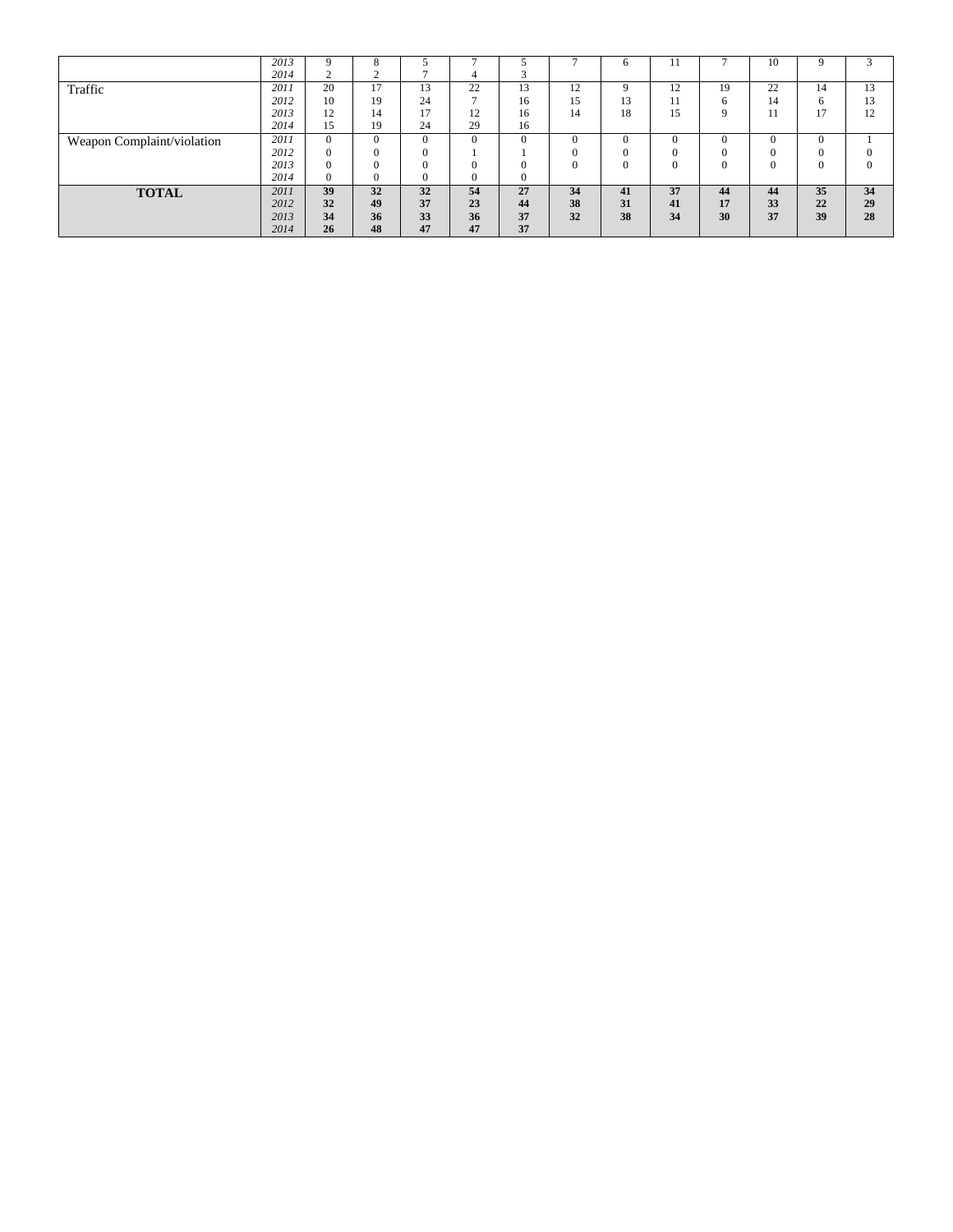| | | | | | | | | | | | | | |
|---|---|---|---|---|---|---|---|---|---|---|---|---|---|
| | *2013* | 9 | 8 | 5 | 7 | 5 | 7 | 6 | 11 | 7 | 10 | 9 | 3 |
| | *2014* | 2 | 2 | 7 | 4 | 3 | | | | | | | |
| Traffic | *2011* | 20 | 17 | 13 | 22 | 13 | 12 | 9 | 12 | 19 | 22 | 14 | 13 |
| | *2012* | 10 | 19 | 24 | 7 | 16 | 15 | 13 | 11 | 6 | 14 | 6 | 13 |
| | *2013* | 12 | 14 | 17 | 12 | 16 | 14 | 18 | 15 | 9 | 11 | 17 | 12 |
| | *2014* | 15 | 19 | 24 | 29 | 16 | | | | | | | |
| Weapon Complaint/violation | *2011* | 0 | 0 | 0 | 0 | 0 | 0 | 0 | 0 | 0 | 0 | 0 | 1 |
| | *2012* | 0 | 0 | 0 | 1 | 1 | 0 | 0 | 0 | 0 | 0 | 0 | 0 |
| | *2013* | 0 | 0 | 0 | 0 | 0 | 0 | 0 | 0 | 0 | 0 | 0 | 0 |
| | *2014* | 0 | 0 | 0 | 0 | 0 | | | | | | | |
| **TOTAL** | *2011* | **39** | **32** | **32** | **54** | **27** | **34** | **41** | **37** | **44** | **44** | **35** | **34** |
| | *2012* | **32** | **49** | **37** | **23** | **44** | **38** | **31** | **41** | **17** | **33** | **22** | **29** |
| | *2013* | **34** | **36** | **33** | **36** | **37** | **32** | **38** | **34** | **30** | **37** | **39** | **28** |
| | *2014* | **26** | **48** | **47** | **47** | **37** | | | | | | | |